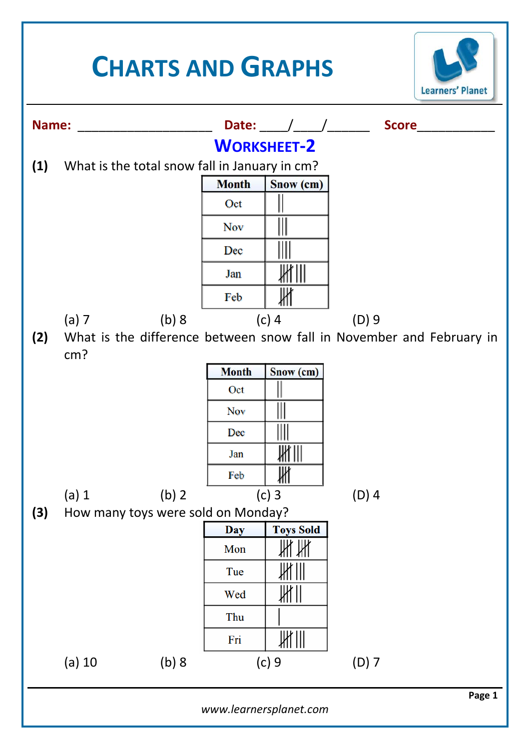# CHARTS AND GRAPHS

Learners' Planet

**Name:** ____________________ **Date:** ____/____/______ **Score**___________

## WORKSHEET-2

**(1)** What is the total snow fall in January in cm?

| Month | Snow (cm) |
|---|---|
| Oct | 𝍷𝍷 |
| Nov | 𝍷𝍷𝍷 |
| Dec | 𝍷𝍷𝍷𝍷 |
| Jan | 𝍸 𝍷𝍷𝍷 |
| Feb | 𝍸 |

(a) 7 (b) 8 (c) 4 (D) 9

**(2)** What is the difference between snow fall in November and February in cm?

| Month | Snow (cm) |
|---|---|
| Oct | 𝍷𝍷 |
| Nov | 𝍷𝍷𝍷 |
| Dec | 𝍷𝍷𝍷𝍷 |
| Jan | 𝍸 𝍷𝍷𝍷 |
| Feb | 𝍸 |

(a) 1 (b) 2 (c) 3 (D) 4

**(3)** How many toys were sold on Monday?

| Day | Toys Sold |
|---|---|
| Mon | 𝍸 𝍸 |
| Tue | 𝍸 𝍷𝍷𝍷 |
| Wed | 𝍸 𝍷𝍷 |
| Thu | 𝍷 |
| Fri | 𝍸 𝍷𝍷𝍷 |

(a) 10 (b) 8 (c) 9 (D) 7

*www.learnersplanet.com*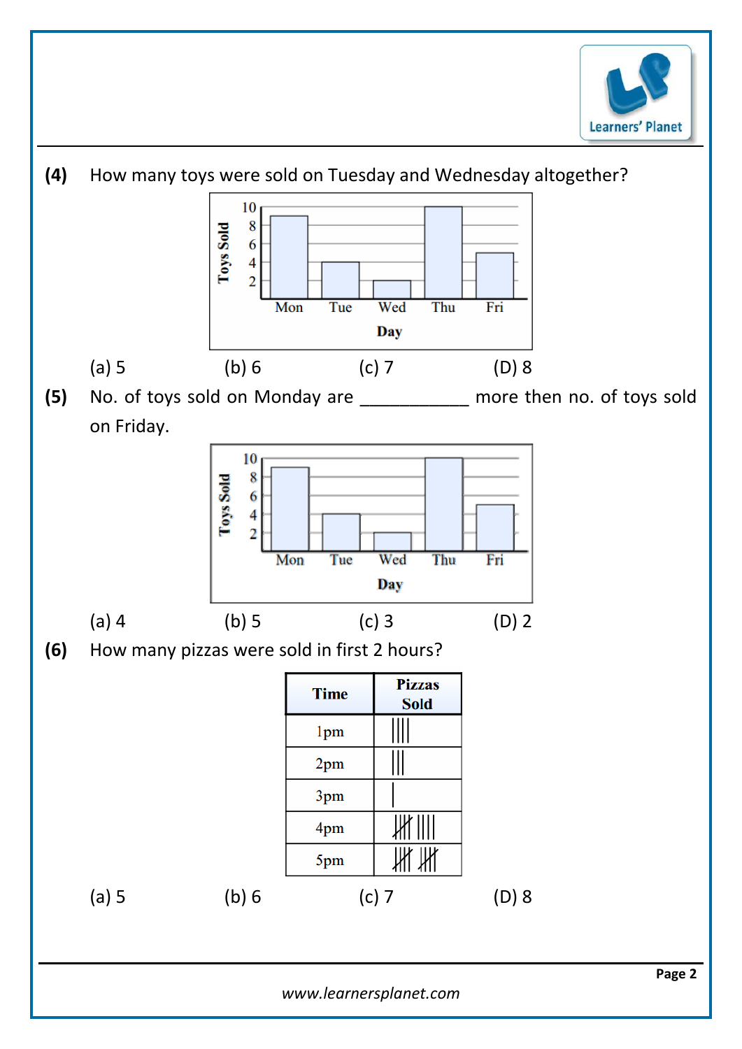**(4)** How many toys were sold on Tuesday and Wednesday altogether?

Toys Sold
10
8
6
4
2
Mon Tue Wed Thu Fri
Day

(a) 5 (b) 6 (c) 7 (D) 8

**(5)** No. of toys sold on Monday are ___________ more then no. of toys sold on Friday.

Toys Sold
10
8
6
4
2
Mon Tue Wed Thu Fri
Day

(a) 4 (b) 5 (c) 3 (D) 2

**(6)** How many pizzas were sold in first 2 hours?

| Time | Pizzas Sold |
|---|---|
| 1pm | \|\|\|\| |
| 2pm | \|\|\| |
| 3pm | \| |
| 4pm | ~~\|\|\|\|~~ \|\|\|\| |
| 5pm | ~~\|\|\|\|~~ ~~\|\|\|\|~~ |

(a) 5 (b) 6 (c) 7 (D) 8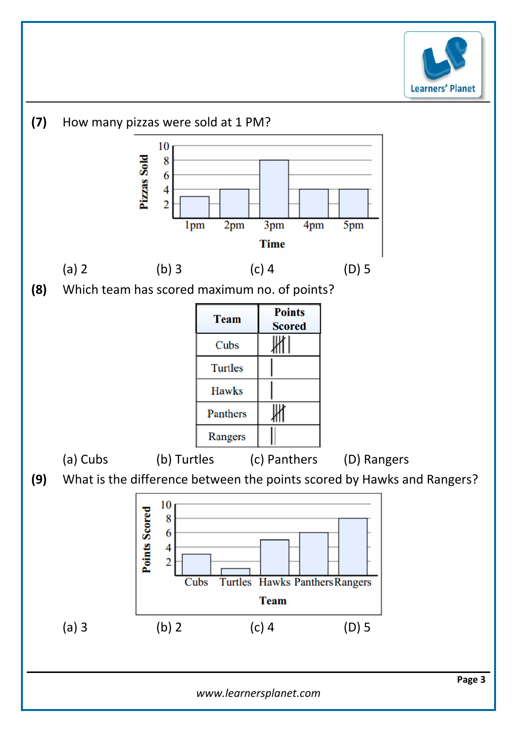**(7)** How many pizzas were sold at 1 PM?

Pizzas Sold

10
8
6
4
2

1pm 2pm 3pm 4pm 5pm

Time

(a) 2 (b) 3 (c) 4 (D) 5

**(8)** Which team has scored maximum no. of points?

| Team | Points Scored |
|---|---|
| Cubs | 𝍸 \| |
| Turtles | \| |
| Hawks | \| |
| Panthers | 𝍸 |
| Rangers | \|\| |

(a) Cubs (b) Turtles (c) Panthers (D) Rangers

**(9)** What is the difference between the points scored by Hawks and Rangers?

Points Scored

10
8
6
4
2

Cubs Turtles Hawks Panthers Rangers

Team

(a) 3 (b) 2 (c) 4 (D) 5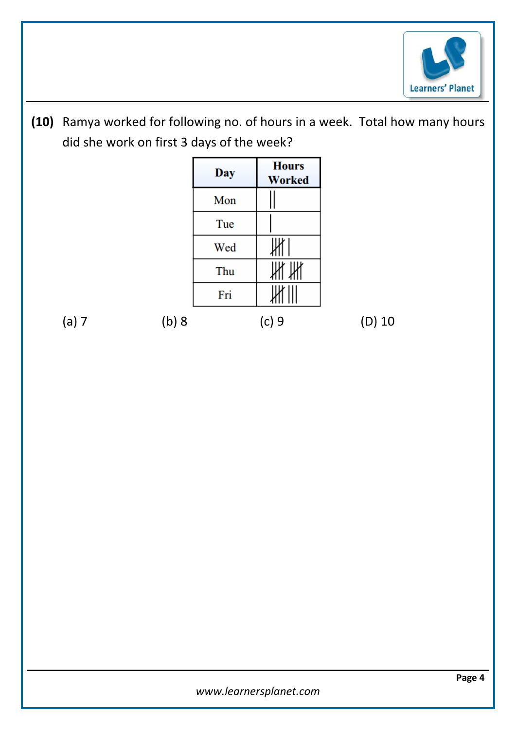**(10)** Ramya worked for following no. of hours in a week. Total how many hours did she work on first 3 days of the week?

| Day | Hours Worked |
|---|---|
| Mon | \|\| |
| Tue | \| |
| Wed | 𝍸 \| |
| Thu | 𝍸 𝍸 |
| Fri | 𝍸 \|\|\| |

(a) 7 (b) 8 (c) 9 (D) 10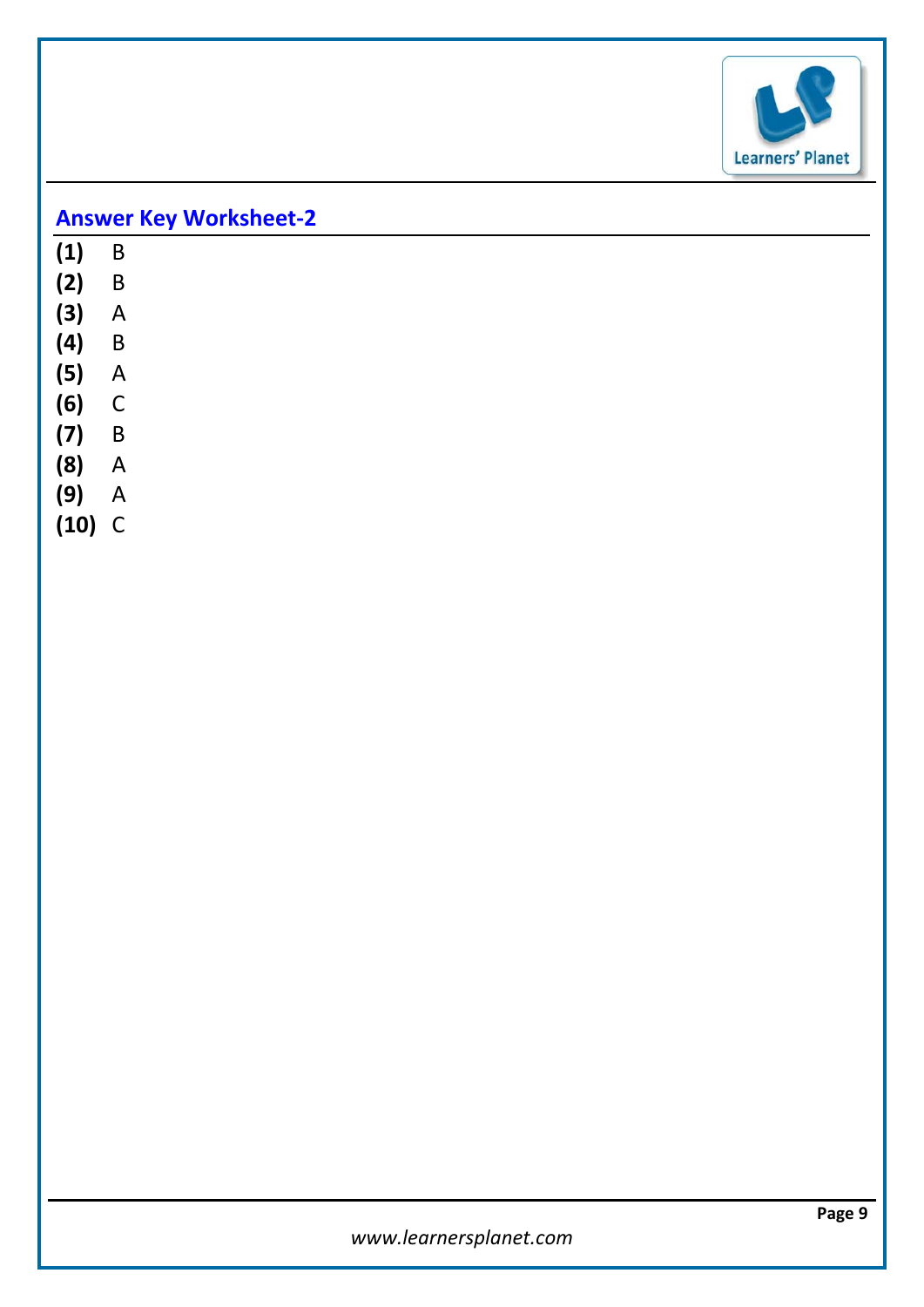## Answer Key Worksheet-2

**(1)** B
**(2)** B
**(3)** A
**(4)** B
**(5)** A
**(6)** C
**(7)** B
**(8)** A
**(9)** A
**(10)** C